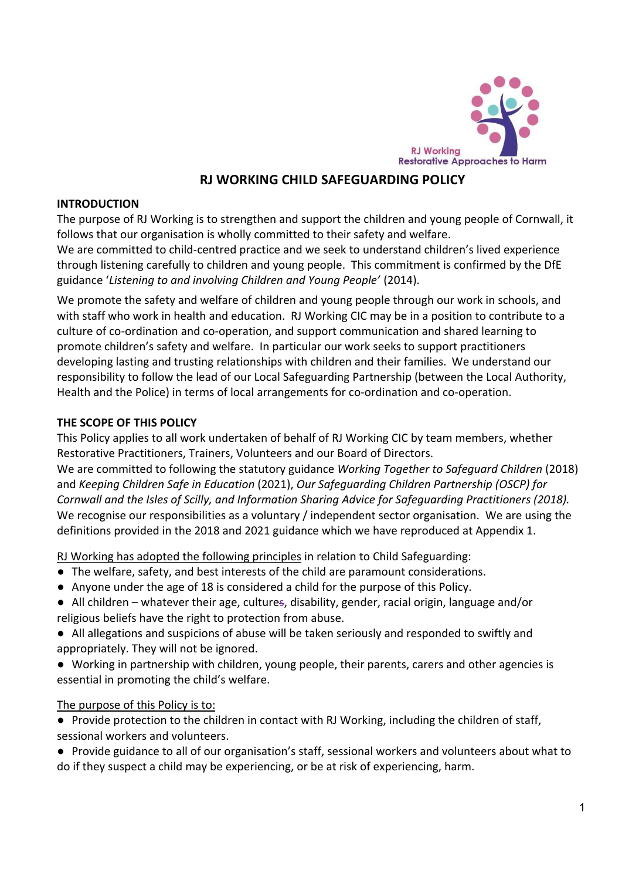# RJ WORKING CHILD SAFEGUARDING POLICY

## INTRODUCTION

The purpose of RJ Working is to strengthen and support the children and young people of Cornwall, it follows that our organisation is wholly committed to their safety and welfare.

We are committed to child-centred practice and we seek to understand children's lived experience through listening carefully to children and young people. This commitment is confirmed by the DfE guidance '*Listening to and involving Children and Young People'* (2014).

We promote the safety and welfare of children and young people through our work in schools, and with staff who work in health and education. RJ Working CIC may be in a position to contribute to a culture of co-ordination and co-operation, and support communication and shared learning to promote children's safety and welfare. In particular our work seeks to support practitioners developing lasting and trusting relationships with children and their families. We understand our responsibility to follow the lead of our Local Safeguarding Partnership (between the Local Authority, Health and the Police) in terms of local arrangements for co-ordination and co-operation.

## THE SCOPE OF THIS POLICY

This Policy applies to all work undertaken of behalf of RJ Working CIC by team members, whether Restorative Practitioners, Trainers, Volunteers and our Board of Directors.

We are committed to following the statutory guidance *Working Together to Safeguard Children* (2018) and *Keeping Children Safe in Education* (2021), *Our Safeguarding Children Partnership (OSCP) for Cornwall and the Isles of Scilly, and Information Sharing Advice for Safeguarding Practitioners (2018).* We recognise our responsibilities as a voluntary / independent sector organisation. We are using the definitions provided in the 2018 and 2021 guidance which we have reproduced at Appendix 1.

<u>RJ Working has adopted the following principles</u> in relation to Child Safeguarding:

- The welfare, safety, and best interests of the child are paramount considerations.
- Anyone under the age of 18 is considered a child for the purpose of this Policy.
- All children – whatever their age, culture~~s~~, disability, gender, racial origin, language and/or religious beliefs have the right to protection from abuse.
- All allegations and suspicions of abuse will be taken seriously and responded to swiftly and appropriately. They will not be ignored.
- Working in partnership with children, young people, their parents, carers and other agencies is essential in promoting the child's welfare.

<u>The purpose of this Policy is to:</u>

- Provide protection to the children in contact with RJ Working, including the children of staff, sessional workers and volunteers.
- Provide guidance to all of our organisation's staff, sessional workers and volunteers about what to do if they suspect a child may be experiencing, or be at risk of experiencing, harm.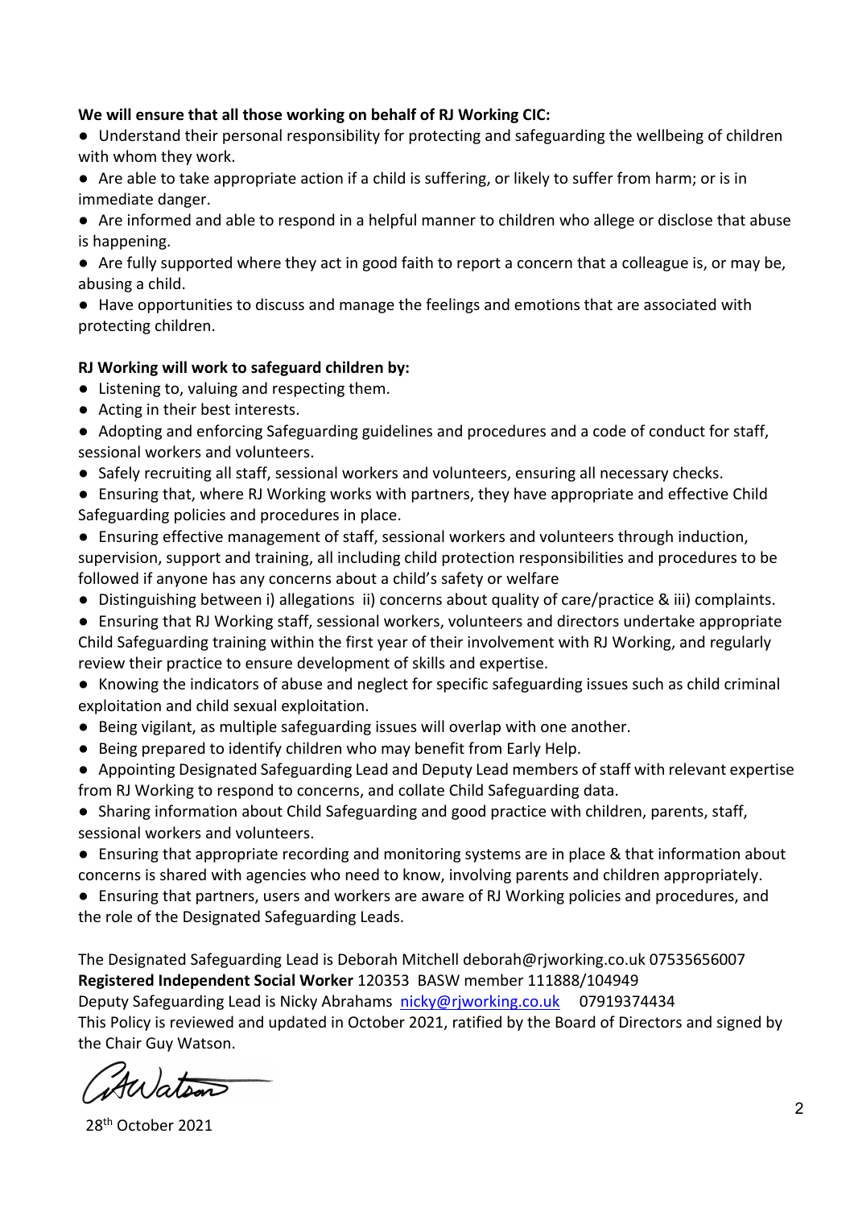**We will ensure that all those working on behalf of RJ Working CIC:**

- Understand their personal responsibility for protecting and safeguarding the wellbeing of children with whom they work.
- Are able to take appropriate action if a child is suffering, or likely to suffer from harm; or is in immediate danger.
- Are informed and able to respond in a helpful manner to children who allege or disclose that abuse is happening.
- Are fully supported where they act in good faith to report a concern that a colleague is, or may be, abusing a child.
- Have opportunities to discuss and manage the feelings and emotions that are associated with protecting children.

**RJ Working will work to safeguard children by:**

- Listening to, valuing and respecting them.
- Acting in their best interests.
- Adopting and enforcing Safeguarding guidelines and procedures and a code of conduct for staff, sessional workers and volunteers.
- Safely recruiting all staff, sessional workers and volunteers, ensuring all necessary checks.
- Ensuring that, where RJ Working works with partners, they have appropriate and effective Child Safeguarding policies and procedures in place.
- Ensuring effective management of staff, sessional workers and volunteers through induction, supervision, support and training, all including child protection responsibilities and procedures to be followed if anyone has any concerns about a child's safety or welfare
- Distinguishing between i) allegations ii) concerns about quality of care/practice & iii) complaints.
- Ensuring that RJ Working staff, sessional workers, volunteers and directors undertake appropriate Child Safeguarding training within the first year of their involvement with RJ Working, and regularly review their practice to ensure development of skills and expertise.
- Knowing the indicators of abuse and neglect for specific safeguarding issues such as child criminal exploitation and child sexual exploitation.
- Being vigilant, as multiple safeguarding issues will overlap with one another.
- Being prepared to identify children who may benefit from Early Help.
- Appointing Designated Safeguarding Lead and Deputy Lead members of staff with relevant expertise from RJ Working to respond to concerns, and collate Child Safeguarding data.
- Sharing information about Child Safeguarding and good practice with children, parents, staff, sessional workers and volunteers.
- Ensuring that appropriate recording and monitoring systems are in place & that information about concerns is shared with agencies who need to know, involving parents and children appropriately.
- Ensuring that partners, users and workers are aware of RJ Working policies and procedures, and the role of the Designated Safeguarding Leads.

The Designated Safeguarding Lead is Deborah Mitchell deborah@rjworking.co.uk 07535656007
**Registered Independent Social Worker** 120353 BASW member 111888/104949
Deputy Safeguarding Lead is Nicky Abrahams nicky@rjworking.co.uk 07919374434
This Policy is reviewed and updated in October 2021, ratified by the Board of Directors and signed by the Chair Guy Watson.

GWatson

28th October 2021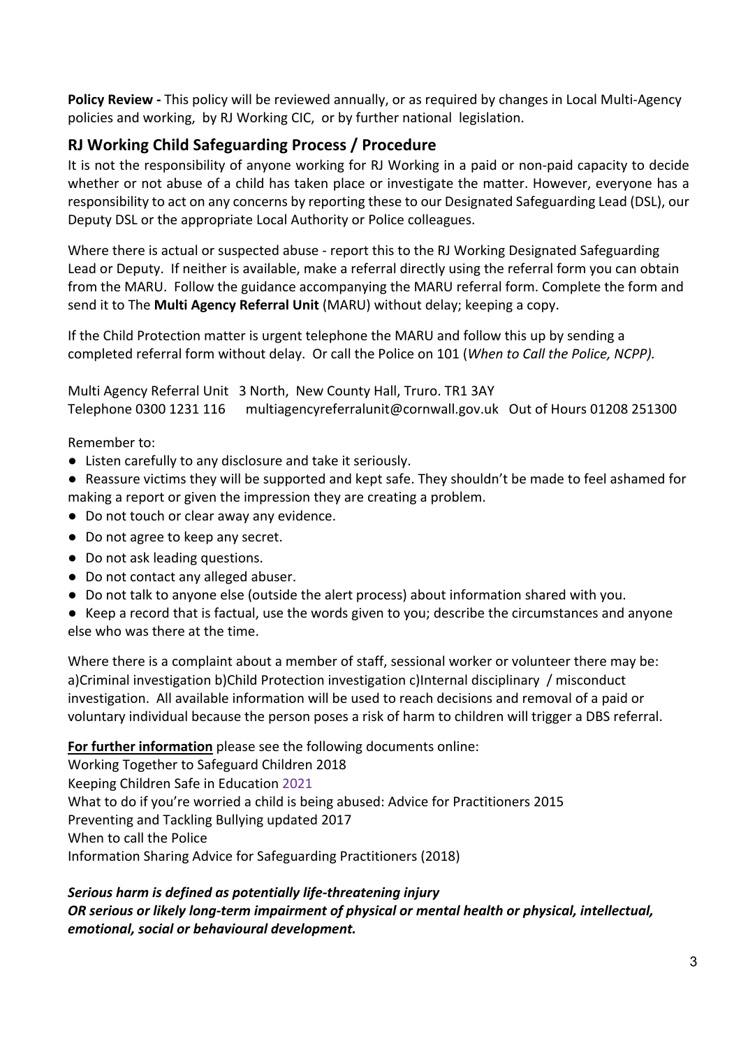**Policy Review -** This policy will be reviewed annually, or as required by changes in Local Multi-Agency policies and working, by RJ Working CIC, or by further national legislation.

## RJ Working Child Safeguarding Process / Procedure

It is not the responsibility of anyone working for RJ Working in a paid or non-paid capacity to decide whether or not abuse of a child has taken place or investigate the matter. However, everyone has a responsibility to act on any concerns by reporting these to our Designated Safeguarding Lead (DSL), our Deputy DSL or the appropriate Local Authority or Police colleagues.

Where there is actual or suspected abuse - report this to the RJ Working Designated Safeguarding Lead or Deputy. If neither is available, make a referral directly using the referral form you can obtain from the MARU. Follow the guidance accompanying the MARU referral form. Complete the form and send it to The **Multi Agency Referral Unit** (MARU) without delay; keeping a copy.

If the Child Protection matter is urgent telephone the MARU and follow this up by sending a completed referral form without delay. Or call the Police on 101 (*When to Call the Police, NCPP).*

Multi Agency Referral Unit 3 North, New County Hall, Truro. TR1 3AY
Telephone 0300 1231 116 multiagencyreferralunit@cornwall.gov.uk Out of Hours 01208 251300

Remember to:

- Listen carefully to any disclosure and take it seriously.
- Reassure victims they will be supported and kept safe. They shouldn't be made to feel ashamed for making a report or given the impression they are creating a problem.
- Do not touch or clear away any evidence.
- Do not agree to keep any secret.
- Do not ask leading questions.
- Do not contact any alleged abuser.
- Do not talk to anyone else (outside the alert process) about information shared with you.
- Keep a record that is factual, use the words given to you; describe the circumstances and anyone else who was there at the time.

Where there is a complaint about a member of staff, sessional worker or volunteer there may be: a)Criminal investigation b)Child Protection investigation c)Internal disciplinary / misconduct investigation. All available information will be used to reach decisions and removal of a paid or voluntary individual because the person poses a risk of harm to children will trigger a DBS referral.

**For further information** please see the following documents online:
Working Together to Safeguard Children 2018
Keeping Children Safe in Education 2021
What to do if you're worried a child is being abused: Advice for Practitioners 2015
Preventing and Tackling Bullying updated 2017
When to call the Police
Information Sharing Advice for Safeguarding Practitioners (2018)

***Serious harm is defined as potentially life-threatening injury***
***OR serious or likely long-term impairment of physical or mental health or physical, intellectual, emotional, social or behavioural development.***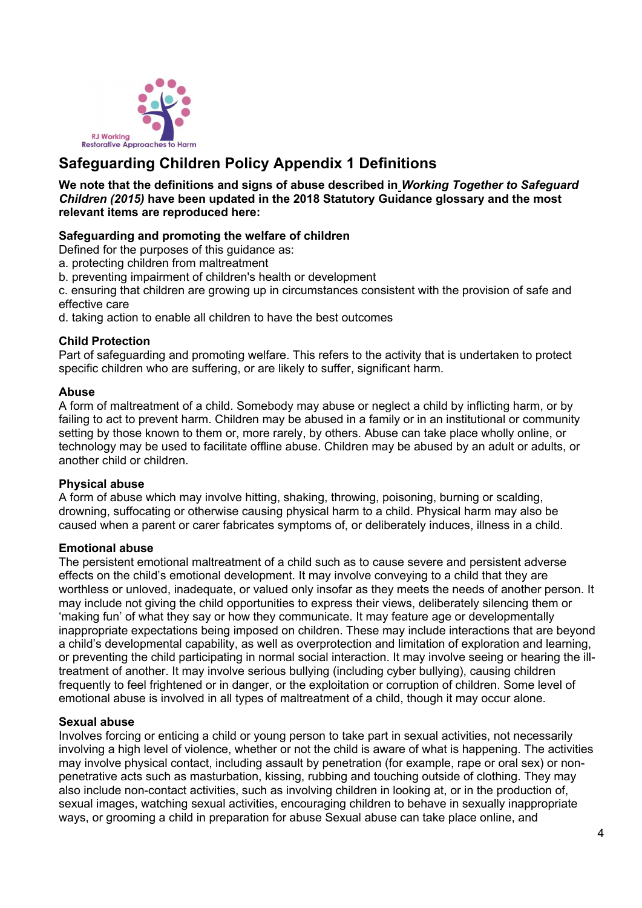RJ Working Restorative Approaches to Harm

# Safeguarding Children Policy Appendix 1 Definitions

**We note that the definitions and signs of abuse described in *Working Together to Safeguard Children (2015)* have been updated in the 2018 Statutory Guidance glossary and the most relevant items are reproduced here:**

**Safeguarding and promoting the welfare of children**
Defined for the purposes of this guidance as:
a. protecting children from maltreatment
b. preventing impairment of children's health or development
c. ensuring that children are growing up in circumstances consistent with the provision of safe and effective care
d. taking action to enable all children to have the best outcomes

**Child Protection**
Part of safeguarding and promoting welfare. This refers to the activity that is undertaken to protect specific children who are suffering, or are likely to suffer, significant harm.

**Abuse**
A form of maltreatment of a child. Somebody may abuse or neglect a child by inflicting harm, or by failing to act to prevent harm. Children may be abused in a family or in an institutional or community setting by those known to them or, more rarely, by others. Abuse can take place wholly online, or technology may be used to facilitate offline abuse. Children may be abused by an adult or adults, or another child or children.

**Physical abuse**
A form of abuse which may involve hitting, shaking, throwing, poisoning, burning or scalding, drowning, suffocating or otherwise causing physical harm to a child. Physical harm may also be caused when a parent or carer fabricates symptoms of, or deliberately induces, illness in a child.

**Emotional abuse**
The persistent emotional maltreatment of a child such as to cause severe and persistent adverse effects on the child's emotional development. It may involve conveying to a child that they are worthless or unloved, inadequate, or valued only insofar as they meets the needs of another person. It may include not giving the child opportunities to express their views, deliberately silencing them or 'making fun' of what they say or how they communicate. It may feature age or developmentally inappropriate expectations being imposed on children. These may include interactions that are beyond a child's developmental capability, as well as overprotection and limitation of exploration and learning, or preventing the child participating in normal social interaction. It may involve seeing or hearing the ill-treatment of another. It may involve serious bullying (including cyber bullying), causing children frequently to feel frightened or in danger, or the exploitation or corruption of children. Some level of emotional abuse is involved in all types of maltreatment of a child, though it may occur alone.

**Sexual abuse**
Involves forcing or enticing a child or young person to take part in sexual activities, not necessarily involving a high level of violence, whether or not the child is aware of what is happening. The activities may involve physical contact, including assault by penetration (for example, rape or oral sex) or non-penetrative acts such as masturbation, kissing, rubbing and touching outside of clothing. They may also include non-contact activities, such as involving children in looking at, or in the production of, sexual images, watching sexual activities, encouraging children to behave in sexually inappropriate ways, or grooming a child in preparation for abuse Sexual abuse can take place online, and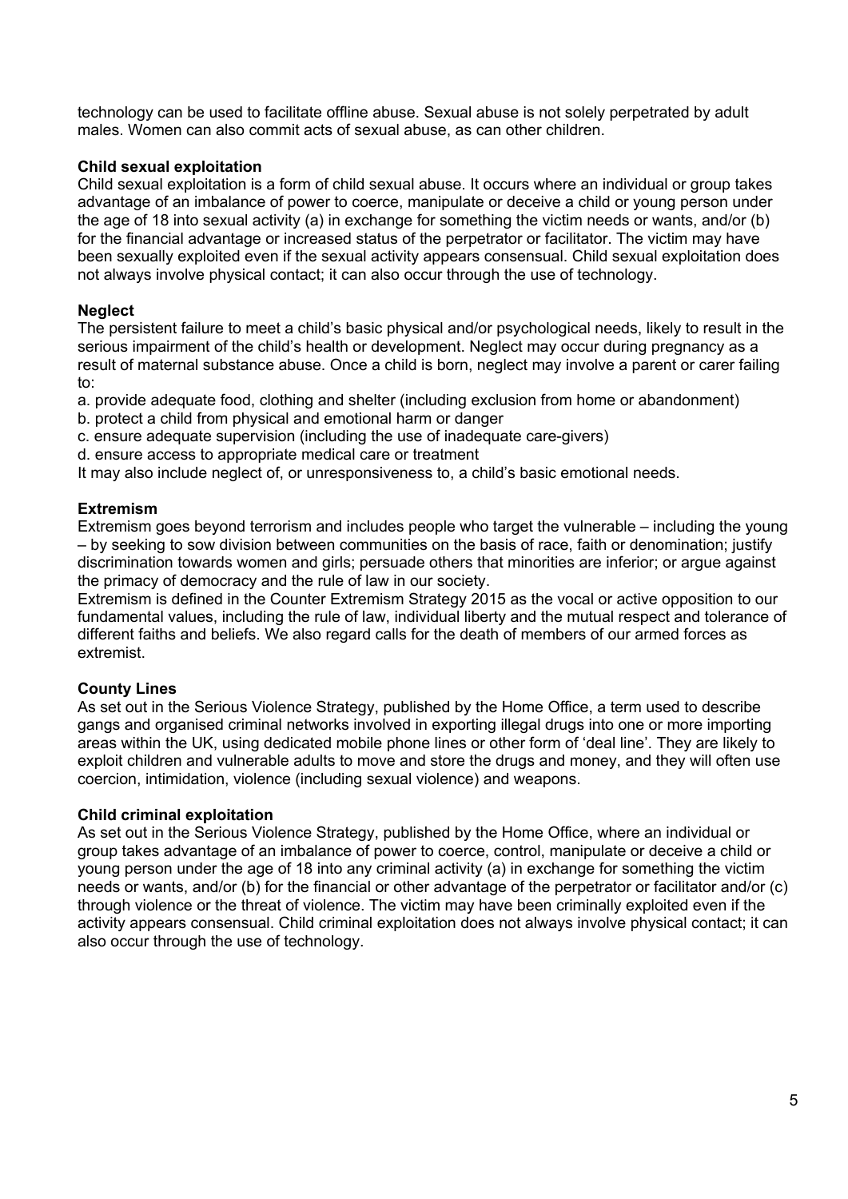technology can be used to facilitate offline abuse. Sexual abuse is not solely perpetrated by adult males. Women can also commit acts of sexual abuse, as can other children.

**Child sexual exploitation**

Child sexual exploitation is a form of child sexual abuse. It occurs where an individual or group takes advantage of an imbalance of power to coerce, manipulate or deceive a child or young person under the age of 18 into sexual activity (a) in exchange for something the victim needs or wants, and/or (b) for the financial advantage or increased status of the perpetrator or facilitator. The victim may have been sexually exploited even if the sexual activity appears consensual. Child sexual exploitation does not always involve physical contact; it can also occur through the use of technology.

**Neglect**

The persistent failure to meet a child's basic physical and/or psychological needs, likely to result in the serious impairment of the child's health or development. Neglect may occur during pregnancy as a result of maternal substance abuse. Once a child is born, neglect may involve a parent or carer failing to:

a. provide adequate food, clothing and shelter (including exclusion from home or abandonment)
b. protect a child from physical and emotional harm or danger
c. ensure adequate supervision (including the use of inadequate care-givers)
d. ensure access to appropriate medical care or treatment

It may also include neglect of, or unresponsiveness to, a child's basic emotional needs.

**Extremism**

Extremism goes beyond terrorism and includes people who target the vulnerable – including the young – by seeking to sow division between communities on the basis of race, faith or denomination; justify discrimination towards women and girls; persuade others that minorities are inferior; or argue against the primacy of democracy and the rule of law in our society.

Extremism is defined in the Counter Extremism Strategy 2015 as the vocal or active opposition to our fundamental values, including the rule of law, individual liberty and the mutual respect and tolerance of different faiths and beliefs. We also regard calls for the death of members of our armed forces as extremist.

**County Lines**

As set out in the Serious Violence Strategy, published by the Home Office, a term used to describe gangs and organised criminal networks involved in exporting illegal drugs into one or more importing areas within the UK, using dedicated mobile phone lines or other form of 'deal line'. They are likely to exploit children and vulnerable adults to move and store the drugs and money, and they will often use coercion, intimidation, violence (including sexual violence) and weapons.

**Child criminal exploitation**

As set out in the Serious Violence Strategy, published by the Home Office, where an individual or group takes advantage of an imbalance of power to coerce, control, manipulate or deceive a child or young person under the age of 18 into any criminal activity (a) in exchange for something the victim needs or wants, and/or (b) for the financial or other advantage of the perpetrator or facilitator and/or (c) through violence or the threat of violence. The victim may have been criminally exploited even if the activity appears consensual. Child criminal exploitation does not always involve physical contact; it can also occur through the use of technology.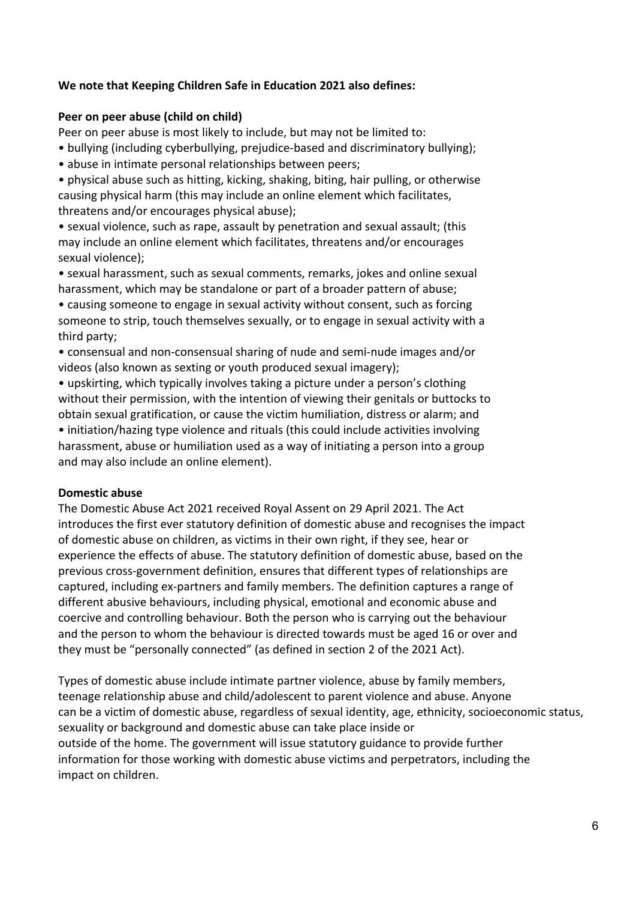**We note that Keeping Children Safe in Education 2021 also defines:**

**Peer on peer abuse (child on child)**

Peer on peer abuse is most likely to include, but may not be limited to:

- bullying (including cyberbullying, prejudice-based and discriminatory bullying);
- abuse in intimate personal relationships between peers;
- physical abuse such as hitting, kicking, shaking, biting, hair pulling, or otherwise causing physical harm (this may include an online element which facilitates, threatens and/or encourages physical abuse);
- sexual violence, such as rape, assault by penetration and sexual assault; (this may include an online element which facilitates, threatens and/or encourages sexual violence);
- sexual harassment, such as sexual comments, remarks, jokes and online sexual harassment, which may be standalone or part of a broader pattern of abuse;
- causing someone to engage in sexual activity without consent, such as forcing someone to strip, touch themselves sexually, or to engage in sexual activity with a third party;
- consensual and non-consensual sharing of nude and semi-nude images and/or videos (also known as sexting or youth produced sexual imagery);
- upskirting, which typically involves taking a picture under a person's clothing without their permission, with the intention of viewing their genitals or buttocks to obtain sexual gratification, or cause the victim humiliation, distress or alarm; and
- initiation/hazing type violence and rituals (this could include activities involving harassment, abuse or humiliation used as a way of initiating a person into a group and may also include an online element).

**Domestic abuse**

The Domestic Abuse Act 2021 received Royal Assent on 29 April 2021. The Act introduces the first ever statutory definition of domestic abuse and recognises the impact of domestic abuse on children, as victims in their own right, if they see, hear or experience the effects of abuse. The statutory definition of domestic abuse, based on the previous cross-government definition, ensures that different types of relationships are captured, including ex-partners and family members. The definition captures a range of different abusive behaviours, including physical, emotional and economic abuse and coercive and controlling behaviour. Both the person who is carrying out the behaviour and the person to whom the behaviour is directed towards must be aged 16 or over and they must be "personally connected" (as defined in section 2 of the 2021 Act).

Types of domestic abuse include intimate partner violence, abuse by family members, teenage relationship abuse and child/adolescent to parent violence and abuse. Anyone can be a victim of domestic abuse, regardless of sexual identity, age, ethnicity, socioeconomic status, sexuality or background and domestic abuse can take place inside or outside of the home. The government will issue statutory guidance to provide further information for those working with domestic abuse victims and perpetrators, including the impact on children.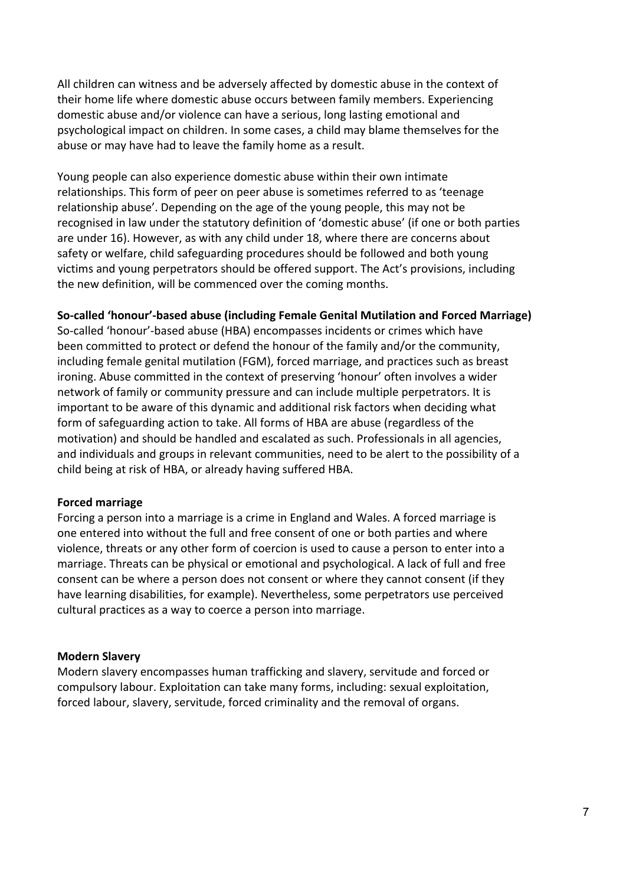All children can witness and be adversely affected by domestic abuse in the context of their home life where domestic abuse occurs between family members. Experiencing domestic abuse and/or violence can have a serious, long lasting emotional and psychological impact on children. In some cases, a child may blame themselves for the abuse or may have had to leave the family home as a result.

Young people can also experience domestic abuse within their own intimate relationships. This form of peer on peer abuse is sometimes referred to as 'teenage relationship abuse'. Depending on the age of the young people, this may not be recognised in law under the statutory definition of 'domestic abuse' (if one or both parties are under 16). However, as with any child under 18, where there are concerns about safety or welfare, child safeguarding procedures should be followed and both young victims and young perpetrators should be offered support. The Act's provisions, including the new definition, will be commenced over the coming months.

**So-called 'honour'-based abuse (including Female Genital Mutilation and Forced Marriage)**

So-called 'honour'-based abuse (HBA) encompasses incidents or crimes which have been committed to protect or defend the honour of the family and/or the community, including female genital mutilation (FGM), forced marriage, and practices such as breast ironing. Abuse committed in the context of preserving 'honour' often involves a wider network of family or community pressure and can include multiple perpetrators. It is important to be aware of this dynamic and additional risk factors when deciding what form of safeguarding action to take. All forms of HBA are abuse (regardless of the motivation) and should be handled and escalated as such. Professionals in all agencies, and individuals and groups in relevant communities, need to be alert to the possibility of a child being at risk of HBA, or already having suffered HBA.

**Forced marriage**

Forcing a person into a marriage is a crime in England and Wales. A forced marriage is one entered into without the full and free consent of one or both parties and where violence, threats or any other form of coercion is used to cause a person to enter into a marriage. Threats can be physical or emotional and psychological. A lack of full and free consent can be where a person does not consent or where they cannot consent (if they have learning disabilities, for example). Nevertheless, some perpetrators use perceived cultural practices as a way to coerce a person into marriage.

**Modern Slavery**

Modern slavery encompasses human trafficking and slavery, servitude and forced or compulsory labour. Exploitation can take many forms, including: sexual exploitation, forced labour, slavery, servitude, forced criminality and the removal of organs.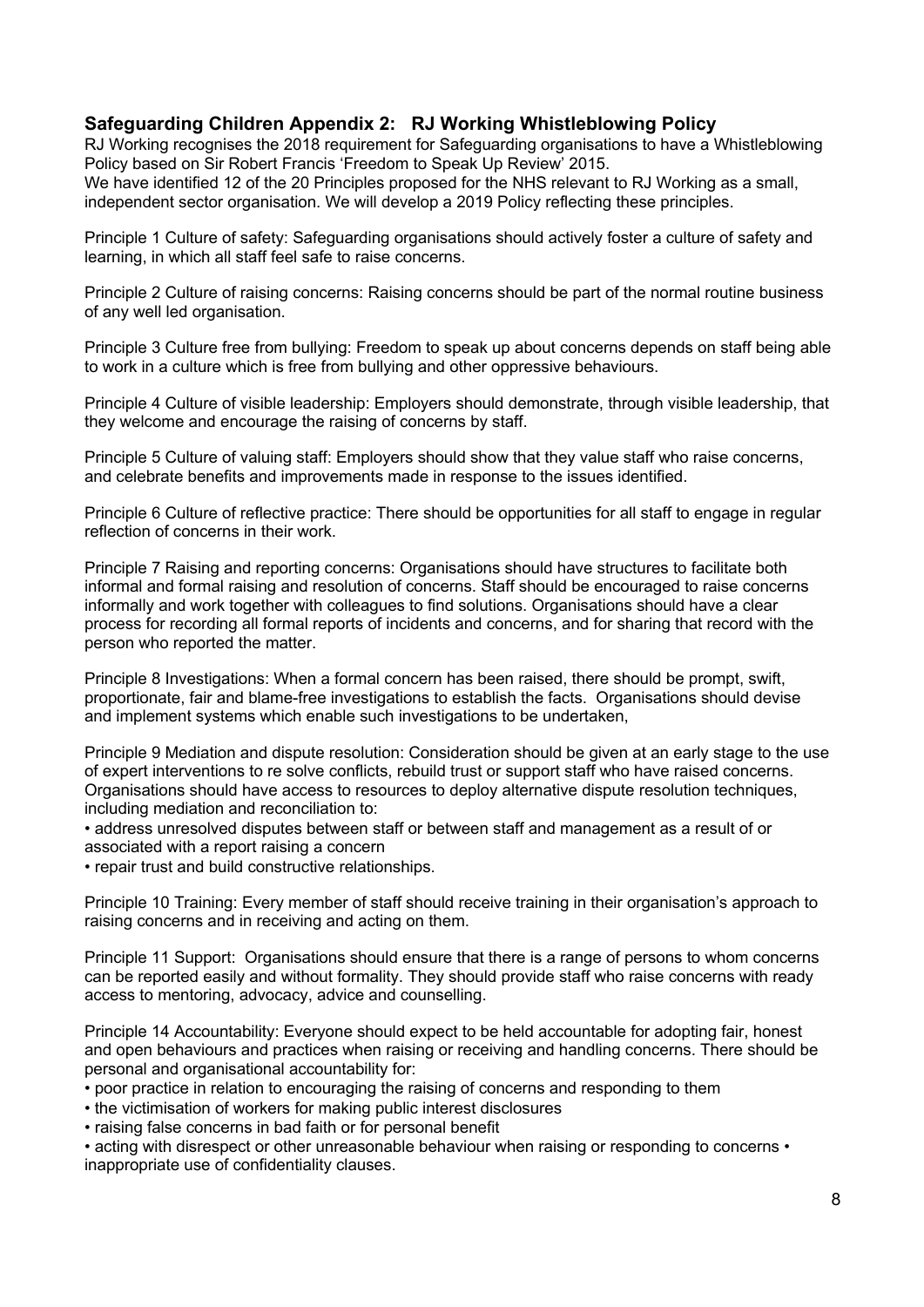## Safeguarding Children Appendix 2: RJ Working Whistleblowing Policy

RJ Working recognises the 2018 requirement for Safeguarding organisations to have a Whistleblowing Policy based on Sir Robert Francis 'Freedom to Speak Up Review' 2015.
We have identified 12 of the 20 Principles proposed for the NHS relevant to RJ Working as a small, independent sector organisation. We will develop a 2019 Policy reflecting these principles.

Principle 1 Culture of safety: Safeguarding organisations should actively foster a culture of safety and learning, in which all staff feel safe to raise concerns.

Principle 2 Culture of raising concerns: Raising concerns should be part of the normal routine business of any well led organisation.

Principle 3 Culture free from bullying: Freedom to speak up about concerns depends on staff being able to work in a culture which is free from bullying and other oppressive behaviours.

Principle 4 Culture of visible leadership: Employers should demonstrate, through visible leadership, that they welcome and encourage the raising of concerns by staff.

Principle 5 Culture of valuing staff: Employers should show that they value staff who raise concerns, and celebrate benefits and improvements made in response to the issues identified.

Principle 6 Culture of reflective practice: There should be opportunities for all staff to engage in regular reflection of concerns in their work.

Principle 7 Raising and reporting concerns: Organisations should have structures to facilitate both informal and formal raising and resolution of concerns. Staff should be encouraged to raise concerns informally and work together with colleagues to find solutions. Organisations should have a clear process for recording all formal reports of incidents and concerns, and for sharing that record with the person who reported the matter.

Principle 8 Investigations: When a formal concern has been raised, there should be prompt, swift, proportionate, fair and blame-free investigations to establish the facts. Organisations should devise and implement systems which enable such investigations to be undertaken,

Principle 9 Mediation and dispute resolution: Consideration should be given at an early stage to the use of expert interventions to re solve conflicts, rebuild trust or support staff who have raised concerns. Organisations should have access to resources to deploy alternative dispute resolution techniques, including mediation and reconciliation to:

- address unresolved disputes between staff or between staff and management as a result of or associated with a report raising a concern
- repair trust and build constructive relationships.

Principle 10 Training: Every member of staff should receive training in their organisation's approach to raising concerns and in receiving and acting on them.

Principle 11 Support: Organisations should ensure that there is a range of persons to whom concerns can be reported easily and without formality. They should provide staff who raise concerns with ready access to mentoring, advocacy, advice and counselling.

Principle 14 Accountability: Everyone should expect to be held accountable for adopting fair, honest and open behaviours and practices when raising or receiving and handling concerns. There should be personal and organisational accountability for:

- poor practice in relation to encouraging the raising of concerns and responding to them
- the victimisation of workers for making public interest disclosures
- raising false concerns in bad faith or for personal benefit
- acting with disrespect or other unreasonable behaviour when raising or responding to concerns
- inappropriate use of confidentiality clauses.